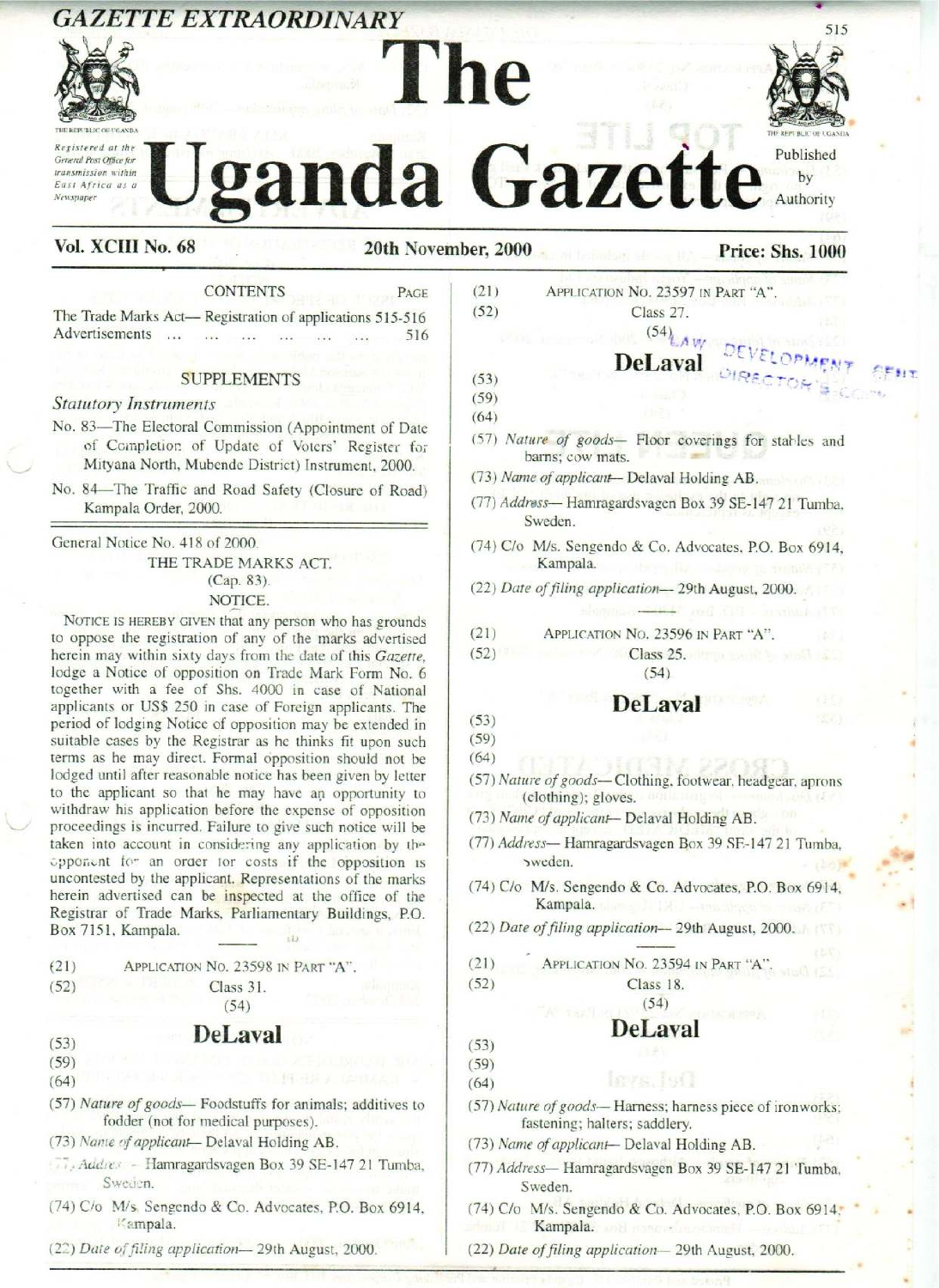*GAZETTE EXTRAORDINARY*

Registered at the General Post Office for transmission within East Africa as a Newspaper

# The Uganda Gazette

Published by Authority

**Vol. XCIII No. 68** **20th November, 2000** **Price: Shs. 1000**

CONTENTS PAGE

The Trade Marks Act— Registration of applications 515-516

Advertisements ... ... ... ... ... ... 516

SUPPLEMENTS

*Statutory Instruments*

No. 83—The Electoral Commission (Appointment of Date of Completion of Update of Voters' Register for Mityana North, Mubende District) Instrument, 2000.

No. 84—The Traffic and Road Safety (Closure of Road) Kampala Order, 2000.

General Notice No. 418 of 2000.

THE TRADE MARKS ACT.
(Cap. 83).
NOTICE.

NOTICE IS HEREBY GIVEN that any person who has grounds to oppose the registration of any of the marks advertised herein may within sixty days from the date of this *Gazette*, lodge a Notice of opposition on Trade Mark Form No. 6 together with a fee of Shs. 4000 in case of National applicants or US$ 250 in case of Foreign applicants. The period of lodging Notice of opposition may be extended in suitable cases by the Registrar as he thinks fit upon such terms as he may direct. Formal opposition should not be lodged until after reasonable notice has been given by letter to the applicant so that he may have an opportunity to withdraw his application before the expense of opposition proceedings is incurred. Failure to give such notice will be taken into account in considering any application by the opponent for an order for costs if the opposition is uncontested by the applicant. Representations of the marks herein advertised can be inspected at the office of the Registrar of Trade Marks, Parliamentary Buildings, P.O. Box 7151, Kampala.

(21) APPLICATION NO. 23598 IN PART "A".
(52) Class 31.
(54)

**DeLaval**

(53)
(59)
(64)

(57) *Nature of goods*— Foodstuffs for animals; additives to fodder (not for medical purposes).

(73) *Name of applicant*— Delaval Holding AB.

(77) *Address*— Hamragardsvagen Box 39 SE-147 21 Tumba, Sweden.

(74) C/o M/s. Sengendo & Co. Advocates, P.O. Box 6914, Kampala.

(22) *Date of filing application*— 29th August, 2000.

(21) APPLICATION NO. 23597 IN PART "A".
(52) Class 27.
(54)

**DeLaval**

(53)
(59)
(64)

(57) *Nature of goods*— Floor coverings for stables and barns; cow mats.

(73) *Name of applicant*— Delaval Holding AB.

(77) *Address*— Hamragardsvagen Box 39 SE-147 21 Tumba, Sweden.

(74) C/o M/s. Sengendo & Co. Advocates, P.O. Box 6914, Kampala.

(22) *Date of filing application*— 29th August, 2000.

(21) APPLICATION NO. 23596 IN PART "A".
(52) Class 25.
(54)

**DeLaval**

(53)
(59)
(64)

(57) *Nature of goods*— Clothing, footwear, headgear, aprons (clothing); gloves.

(73) *Name of applicant*— Delaval Holding AB.

(77) *Address*— Hamragardsvagen Box 39 SE-147 21 Tumba, Sweden.

(74) C/o M/s. Sengendo & Co. Advocates, P.O. Box 6914, Kampala.

(22) *Date of filing application*— 29th August, 2000.

(21) APPLICATION NO. 23594 IN PART "A".
(52) Class 18.
(54)

**DeLaval**

(53)
(59)
(64)

(57) *Nature of goods*— Harness; harness piece of ironworks; fastening; halters; saddlery.

(73) *Name of applicant*— Delaval Holding AB.

(77) *Address*— Hamragardsvagen Box 39 SE-147 21 Tumba, Sweden.

(74) C/o M/s. Sengendo & Co. Advocates, P.O. Box 6914, Kampala.

(22) *Date of filing application*— 29th August, 2000.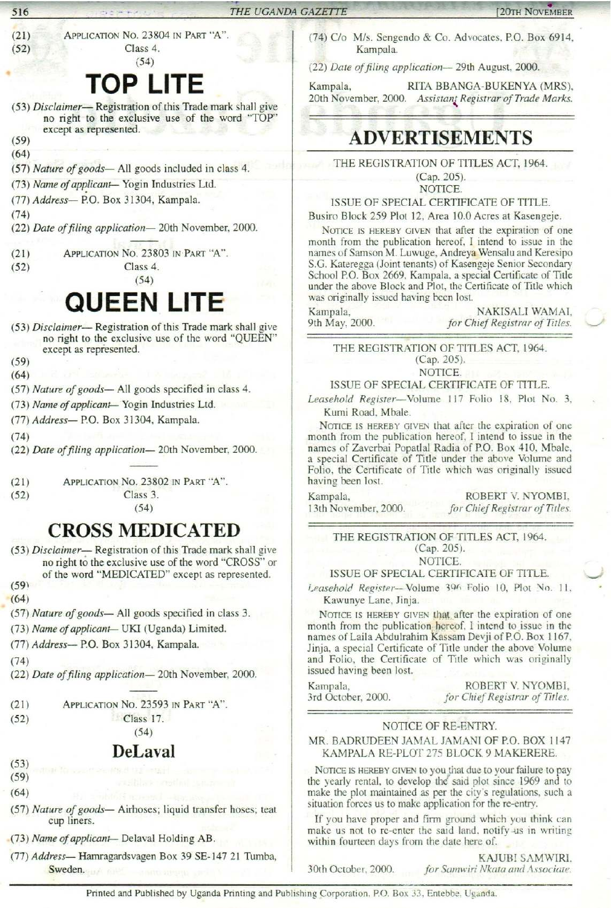(21) APPLICATION NO. 23804 IN PART "A".
(52) Class 4.
(54)

## TOP LITE

(53) *Disclaimer*— Registration of this Trade mark shall give no right to the exclusive use of the word "TOP" except as represented.

(59)

(64)

(57) *Nature of goods*— All goods included in class 4.

(73) *Name of applicant*— Yogin Industries Ltd.

(77) *Address*— P.O. Box 31304, Kampala.

(74)

(22) *Date of filing application*— 20th November, 2000.

---

(21) APPLICATION NO. 23803 IN PART "A".
(52) Class 4.
(54)

## QUEEN LITE

(53) *Disclaimer*— Registration of this Trade mark shall give no right to the exclusive use of the word "QUEEN" except as represented.

(59)

(64)

(57) *Nature of goods*— All goods specified in class 4.

(73) *Name of applicant*— Yogin Industries Ltd.

(77) *Address*— P.O. Box 31304, Kampala.

(74)

(22) *Date of filing application*— 20th November, 2000.

---

(21) APPLICATION NO. 23802 IN PART "A".
(52) Class 3.
(54)

## CROSS MEDICATED

(53) *Disclaimer*— Registration of this Trade mark shall give no right to the exclusive use of the word "CROSS" or of the word "MEDICATED" except as represented.

(59)

(64)

(57) *Nature of goods*— All goods specified in class 3.

(73) *Name of applicant*— UKI (Uganda) Limited.

(77) *Address*— P.O. Box 31304, Kampala.

(74)

(22) *Date of filing application*— 20th November, 2000.

---

(21) APPLICATION NO. 23593 IN PART "A".
(52) Class 17.
(54)

## DeLaval

(53)

(59)

(64)

(57) *Nature of goods*— Airhoses; liquid transfer hoses; teat cup liners.

(73) *Name of applicant*— Delaval Holding AB.

(77) *Address*— Hamragardsvagen Box 39 SE-147 21 Tumba, Sweden.

(74) C/o M/s. Sengendo & Co. Advocates, P.O. Box 6914, Kampala.

(22) *Date of filing application*— 29th August, 2000.

Kampala, 20th November, 2000.

RITA BBANGA-BUKENYA (MRS),
*Assistant Registrar of Trade Marks.*

---

# ADVERTISEMENTS

THE REGISTRATION OF TITLES ACT, 1964.
(Cap. 205).
NOTICE.
ISSUE OF SPECIAL CERTIFICATE OF TITLE.

Busiro Block 259 Plot 12, Area 10.0 Acres at Kasengeje.

NOTICE IS HEREBY GIVEN that after the expiration of one month from the publication hereof, I intend to issue in the names of Samson M. Luwuge, Andreya Wensalu and Keresipo S.G. Kateregga (Joint tenants) of Kasengeje Senior Secondary School P.O. Box 2669, Kampala, a special Certificate of Title under the above Block and Plot, the Certificate of Title which was originally issued having been lost.

Kampala, 9th May, 2000.

NAKISALI WAMAI,
*for Chief Registrar of Titles.*

---

THE REGISTRATION OF TITLES ACT, 1964.
(Cap. 205).
NOTICE.
ISSUE OF SPECIAL CERTIFICATE OF TITLE.

*Leasehold Register*—Volume 117 Folio 18, Plot No. 3, Kumi Road, Mbale.

NOTICE IS HEREBY GIVEN that after the expiration of one month from the publication hereof, I intend to issue in the names of Zaverbai Popatlal Radia of P.O. Box 410, Mbale, a special Certificate of Title under the above Volume and Folio, the Certificate of Title which was originally issued having been lost.

Kampala, 13th November, 2000.

ROBERT V. NYOMBI,
*for Chief Registrar of Titles.*

---

THE REGISTRATION OF TITLES ACT, 1964.
(Cap. 205).
NOTICE.
ISSUE OF SPECIAL CERTIFICATE OF TITLE.

*Leasehold Register*—Volume 396 Folio 10, Plot No. 11, Kawunye Lane, Jinja.

NOTICE IS HEREBY GIVEN that after the expiration of one month from the publication hereof, I intend to issue in the names of Laila Abdulrahim Kassam Devji of P.O. Box 1167, Jinja, a special Certificate of Title under the above Volume and Folio, the Certificate of Title which was originally issued having been lost.

Kampala, 3rd October, 2000.

ROBERT V. NYOMBI,
*for Chief Registrar of Titles.*

---

NOTICE OF RE-ENTRY.

MR. BADRUDEEN JAMAL JAMANI OF P.O. BOX 1147 KAMPALA RE-PLOT 275 BLOCK 9 MAKERERE.

NOTICE IS HEREBY GIVEN to you that due to your failure to pay the yearly rental, to develop the said plot since 1969 and to make the plot maintained as per the city's regulations, such a situation forces us to make application for the re-entry.

If you have proper and firm ground which you think can make us not to re-enter the said land, notify us in writing within fourteen days from the date here of.

30th October, 2000.

KAJUBI SAMWIRI,
*for Samwiri Nkata and Associate.*

---

Printed and Published by Uganda Printing and Publishing Corporation, P.O. Box 33, Entebbe, Uganda.